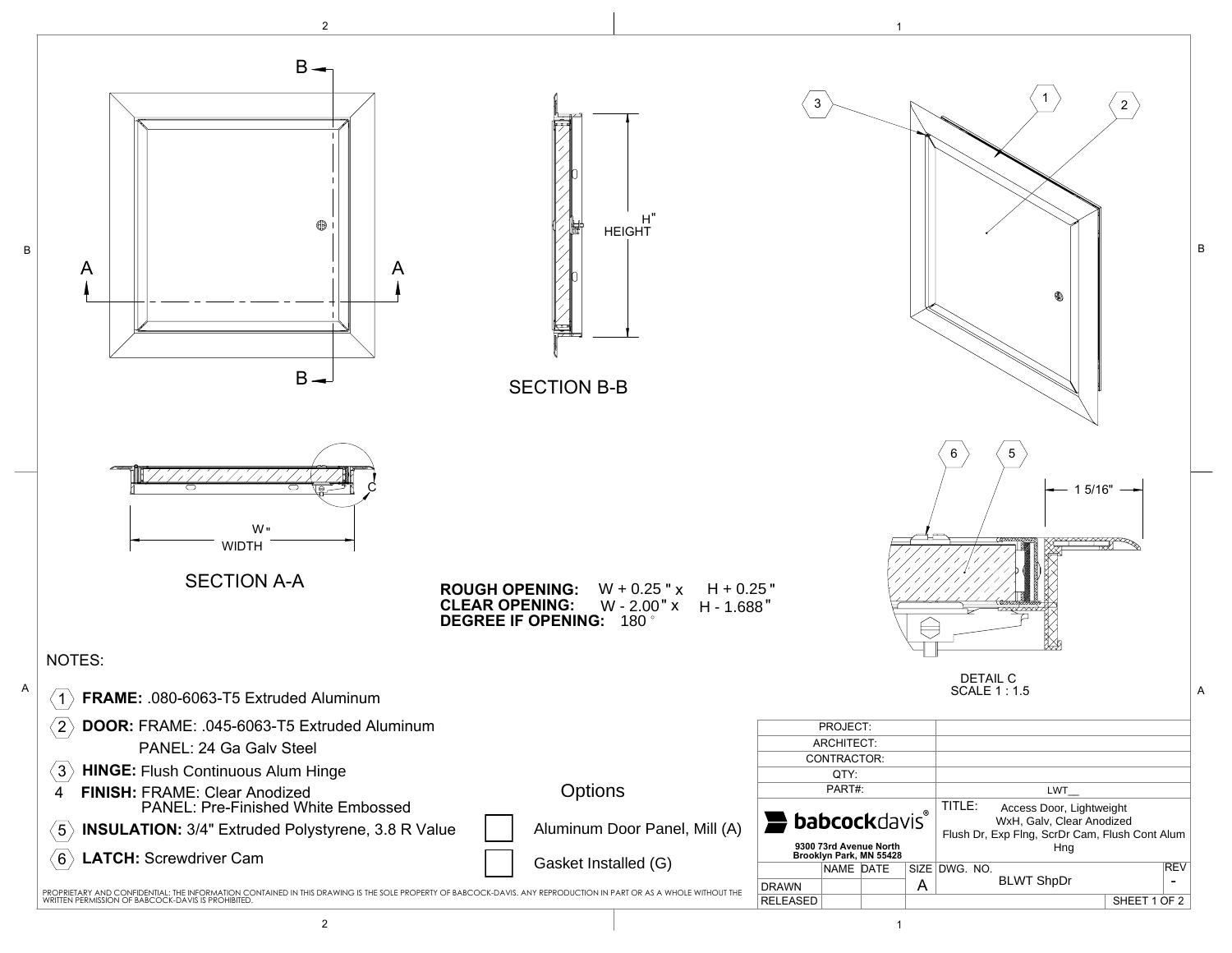SECTION B-B

HEIGHT H"

SECTION A-A

WIDTH W"

DETAIL C
SCALE 1 : 1.5

1 5/16"

**ROUGH OPENING:** W + 0.25 " x H + 0.25 "
**CLEAR OPENING:** W - 2.00 " x H - 1.688 "
**DEGREE IF OPENING:** 180 °

NOTES:

1. **FRAME:** .080-6063-T5 Extruded Aluminum
2. **DOOR:** FRAME: .045-6063-T5 Extruded Aluminum
   PANEL: 24 Ga Galv Steel
3. **HINGE:** Flush Continuous Alum Hinge
4. **FINISH:** FRAME: Clear Anodized
   PANEL: Pre-Finished White Embossed
5. **INSULATION:** 3/4" Extruded Polystyrene, 3.8 R Value
6. **LATCH:** Screwdriver Cam

Options

- ☐ Aluminum Door Panel, Mill (A)
- ☐ Gasket Installed (G)

PROPRIETARY AND CONFIDENTIAL: THE INFORMATION CONTAINED IN THIS DRAWING IS THE SOLE PROPERTY OF BABCOCK-DAVIS. ANY REPRODUCTION IN PART OR AS A WHOLE WITHOUT THE WRITTEN PERMISSION OF BABCOCK-DAVIS IS PROHIBITED.

| | | | | |
|---|---|---|---|---|
| PROJECT: | | | | |
| ARCHITECT: | | | | |
| CONTRACTOR: | | | | |
| QTY: | | | | |
| PART#: | | | LWT__ | |

**babcockdavis**®
9300 73rd Avenue North
Brooklyn Park, MN 55428

TITLE: Access Door, Lightweight WxH, Galv, Clear Anodized Flush Dr, Exp Flng, ScrDr Cam, Flush Cont Alum Hng

| | NAME | DATE | SIZE | DWG. NO. | REV |
|---|---|---|---|---|---|
| DRAWN | | | A | BLWT ShpDr | - |
| RELEASED | | | | SHEET 1 OF 2 | |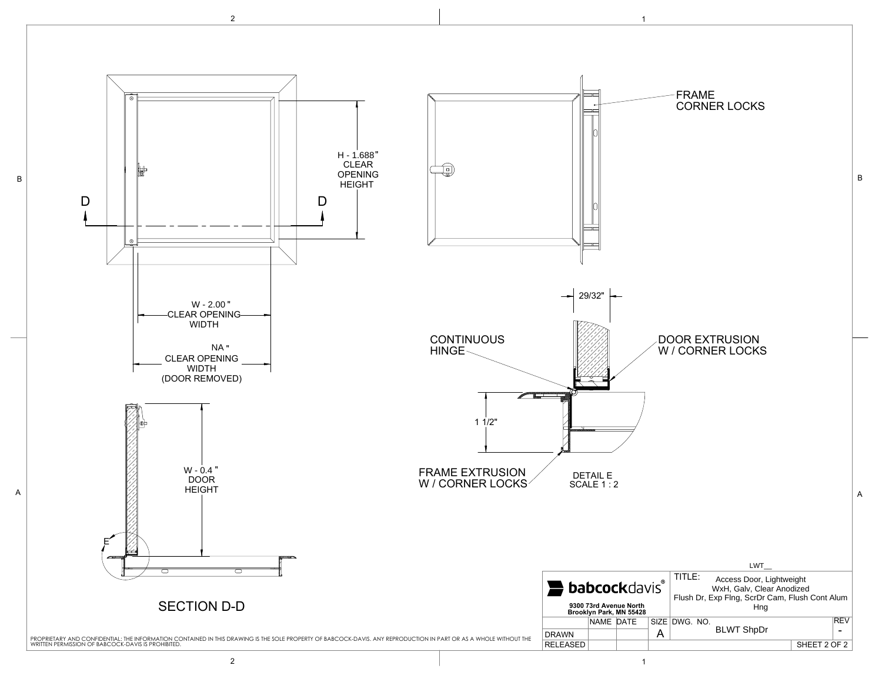FRAME
CORNER LOCKS

H - 1.688"
CLEAR
OPENING
HEIGHT

D D

W - 2.00"
CLEAR OPENING
WIDTH

NA"
CLEAR OPENING
WIDTH
(DOOR REMOVED)

29/32"

CONTINUOUS
HINGE

DOOR EXTRUSION
W / CORNER LOCKS

1 1/2"

FRAME EXTRUSION
W / CORNER LOCKS

DETAIL E
SCALE 1 : 2

W - 0.4"
DOOR
HEIGHT

E

SECTION D-D

LWT__

| | | | | |
|---|---|---|---|---|
| babcockdavis® 9300 73rd Avenue North Brooklyn Park, MN 55428 | | | | TITLE: Access Door, Lightweight WxH, Galv, Clear Anodized Flush Dr, Exp Flng, ScrDr Cam, Flush Cont Alum Hng |
| | NAME | DATE | SIZE | DWG. NO. / REV |
| DRAWN | | | A | BLWT ShpDr / - |
| RELEASED | | | | SHEET 2 OF 2 |

PROPRIETARY AND CONFIDENTIAL: THE INFORMATION CONTAINED IN THIS DRAWING IS THE SOLE PROPERTY OF BABCOCK-DAVIS. ANY REPRODUCTION IN PART OR AS A WHOLE WITHOUT THE WRITTEN PERMISSION OF BABCOCK-DAVIS IS PROHIBITED.